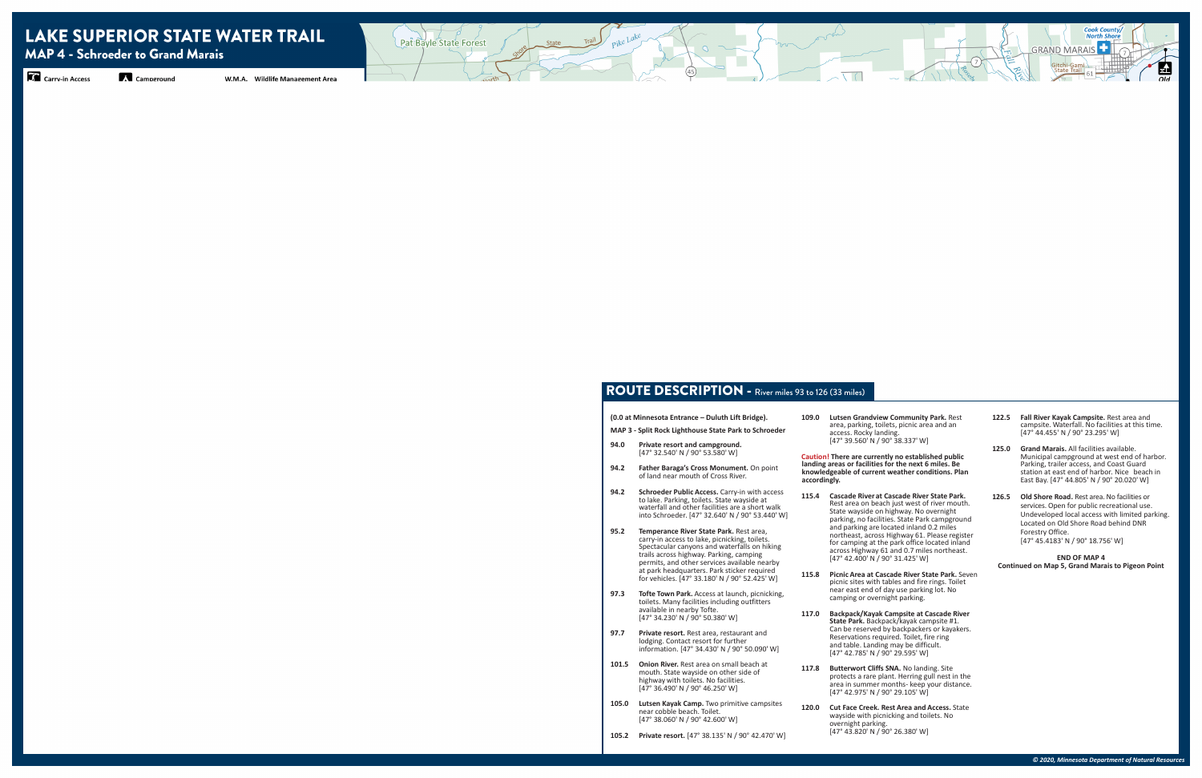# LAKE SUPERIOR STATE WATER TRAIL

## MAP 4 - Schroeder to Grand Marais

Carry-in Access   Campground   W.M.A. Wildlife Management Area

## ROUTE DESCRIPTION - River miles 93 to 126 (33 miles)

**(0.0 at Minnesota Entrance – Duluth Lift Bridge).**

**MAP 3 - Split Rock Lighthouse State Park to Schroeder**

**94.0** **Private resort and campground.** [47° 32.540' N / 90° 53.580' W]

**94.2** **Father Baraga's Cross Monument.** On point of land near mouth of Cross River.

**94.2** **Schroeder Public Access.** Carry-in with access to lake. Parking, toilets. State wayside at waterfall and other facilities are a short walk into Schroeder. [47° 32.640' N / 90° 53.440' W]

**95.2** **Temperance River State Park.** Rest area, carry-in access to lake, picnicking, toilets. Spectacular canyons and waterfalls on hiking trails across highway. Parking, camping permits, and other services available nearby at park headquarters. Park sticker required for vehicles. [47° 33.180' N / 90° 52.425' W]

**97.3** **Tofte Town Park.** Access at launch, picnicking, toilets. Many facilities including outfitters available in nearby Tofte. [47° 34.230' N / 90° 50.380' W]

**97.7** **Private resort.** Rest area, restaurant and lodging. Contact resort for further information. [47° 34.430' N / 90° 50.090' W]

**101.5** **Onion River.** Rest area on small beach at mouth. State wayside on other side of highway with toilets. No facilities. [47° 36.490' N / 90° 46.250' W]

**105.0** **Lutsen Kayak Camp.** Two primitive campsites near cobble beach. Toilet. [47° 38.060' N / 90° 42.600' W]

**105.2** **Private resort.** [47° 38.135' N / 90° 42.470' W]

**109.0** **Lutsen Grandview Community Park.** Rest area, parking, toilets, picnic area and an access. Rocky landing. [47° 39.560' N / 90° 38.337' W]

**Caution! There are currently no established public landing areas or facilities for the next 6 miles. Be knowledgeable of current weather conditions. Plan accordingly.**

**115.4** **Cascade River at Cascade River State Park.** Rest area on beach just west of river mouth. State wayside on highway. No overnight parking, no facilities. State Park campground and parking are located inland 0.2 miles northeast, across Highway 61. Please register for camping at the park office located inland across Highway 61 and 0.7 miles northeast. [47° 42.400' N / 90° 31.425' W]

**115.8** **Picnic Area at Cascade River State Park.** Seven picnic sites with tables and fire rings. Toilet near east end of day use parking lot. No camping or overnight parking.

**117.0** **Backpack/Kayak Campsite at Cascade River State Park.** Backpack/kayak campsite #1. Can be reserved by backpackers or kayakers. Reservations required. Toilet, fire ring and table. Landing may be difficult. [47° 42.785' N / 90° 29.595' W]

**117.8** **Butterwort Cliffs SNA.** No landing. Site protects a rare plant. Herring gull nest in the area in summer months- keep your distance. [47° 42.975' N / 90° 29.105' W]

**120.0** **Cut Face Creek. Rest Area and Access.** State wayside with picnicking and toilets. No overnight parking. [47° 43.820' N / 90° 26.380' W]

**122.5** **Fall River Kayak Campsite.** Rest area and campsite. Waterfall. No facilities at this time. [47° 44.455' N / 90° 23.295' W]

**125.0** **Grand Marais.** All facilities available. Municipal campground at west end of harbor. Parking, trailer access, and Coast Guard station at east end of harbor. Nice beach in East Bay. [47° 44.805' N / 90° 20.020' W]

**126.5** **Old Shore Road.** Rest area. No facilities or services. Open for public recreational use. Undeveloped local access with limited parking. Located on Old Shore Road behind DNR Forestry Office. [47° 45.4183' N / 90° 18.756' W]

**END OF MAP 4**
**Continued on Map 5, Grand Marais to Pigeon Point**

*© 2020, Minnesota Department of Natural Resources*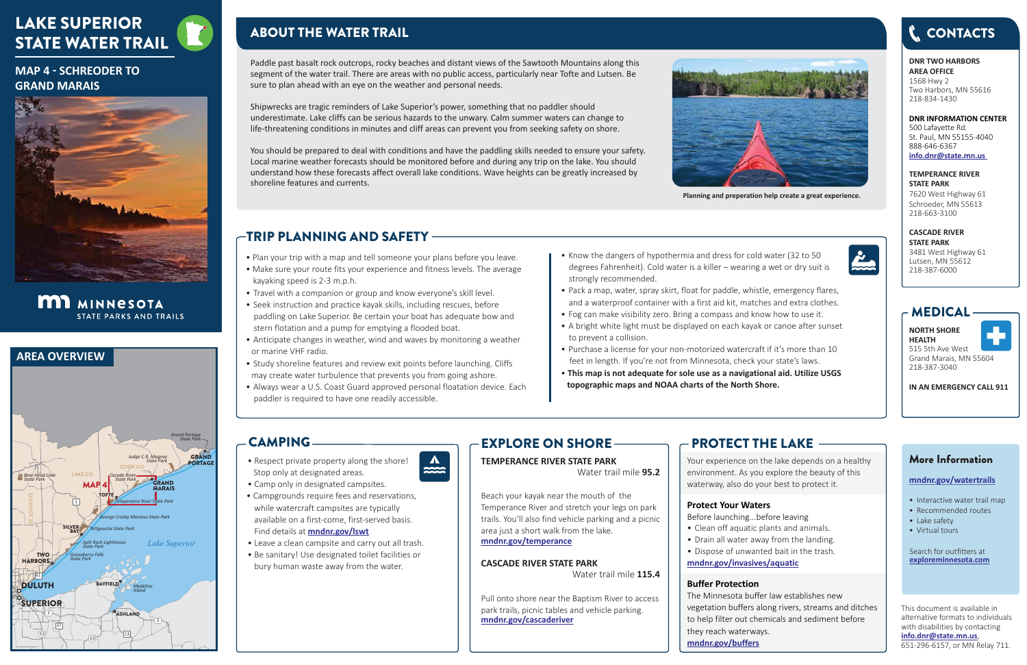# LAKE SUPERIOR STATE WATER TRAIL

## MAP 4 - SCHREODER TO GRAND MARAIS

MINNESOTA STATE PARKS AND TRAILS

## AREA OVERVIEW

Grand Portage State Park
Judge C.R. Magney State Park
COOK CO.
GRAND PORTAGE
Bear Head Lake State Park
LAKE CO.
Cascade River State Park
MAP 4
GRAND MARAIS
TOFTE
Temperance River State Park
ST. LOUIS CO.
George Crosby Manitou State Park
SILVER BAY
Tettegouche State Park
Split Rock Lighthouse State Park
Lake Superior
TWO HARBORS
Gooseberry Falls State Park
DULUTH
BAYFIELD
Madeline Island
SUPERIOR
ASHLAND

## ABOUT THE WATER TRAIL

Paddle past basalt rock outcrops, rocky beaches and distant views of the Sawtooth Mountains along this segment of the water trail. There are areas with no public access, particularly near Tofte and Lutsen. Be sure to plan ahead with an eye on the weather and personal needs.

Shipwrecks are tragic reminders of Lake Superior's power, something that no paddler should underestimate. Lake cliffs can be serious hazards to the unwary. Calm summer waters can change to life-threatening conditions in minutes and cliff areas can prevent you from seeking safety on shore.

You should be prepared to deal with conditions and have the paddling skills needed to ensure your safety. Local marine weather forecasts should be monitored before and during any trip on the lake. You should understand how these forecasts affect overall lake conditions. Wave heights can be greatly increased by shoreline features and currents.

Planning and preperation help create a great experience.

## TRIP PLANNING AND SAFETY

- Plan your trip with a map and tell someone your plans before you leave.
- Make sure your route fits your experience and fitness levels. The average kayaking speed is 2-3 m.p.h.
- Travel with a companion or group and know everyone's skill level.
- Seek instruction and practice kayak skills, including rescues, before paddling on Lake Superior. Be certain your boat has adequate bow and stern flotation and a pump for emptying a flooded boat.
- Anticipate changes in weather, wind and waves by monitoring a weather or marine VHF radio.
- Study shoreline features and review exit points before launching. Cliffs may create water turbulence that prevents you from going ashore.
- Always wear a U.S. Coast Guard approved personal floatation device. Each paddler is required to have one readily accessible.
- Know the dangers of hypothermia and dress for cold water (32 to 50 degrees Fahrenheit). Cold water is a killer – wearing a wet or dry suit is strongly recommended.
- Pack a map, water, spray skirt, float for paddle, whistle, emergency flares, and a waterproof container with a first aid kit, matches and extra clothes.
- Fog can make visibility zero. Bring a compass and know how to use it.
- A bright white light must be displayed on each kayak or canoe after sunset to prevent a collision.
- Purchase a license for your non-motorized watercraft if it's more than 10 feet in length. If you're not from Minnesota, check your state's laws.
- **This map is not adequate for sole use as a navigational aid. Utilize USGS topographic maps and NOAA charts of the North Shore.**

## CONTACTS

**DNR TWO HARBORS AREA OFFICE**
1568 Hwy 2
Two Harbors, MN 55616
218-834-1430

**DNR INFORMATION CENTER**
500 Lafayette Rd.
St. Paul, MN 55155-4040
888-646-6367
**info.dnr@state.mn.us**

**TEMPERANCE RIVER STATE PARK**
7620 West Highway 61
Schroeder, MN 55613
218-663-3100

**CASCADE RIVER STATE PARK**
3481 West Highway 61
Lutsen, MN 55612
218-387-6000

## MEDICAL

**NORTH SHORE HEALTH**
515 5th Ave West
Grand Marais, MN 55604
218-387-3040

**IN AN EMERGENCY CALL 911**

## CAMPING

- Respect private property along the shore! Stop only at designated areas.
- Camp only in designated campsites.
- Campgrounds require fees and reservations, while watercraft campsites are typically available on a first-come, first-served basis. Find details at **mndnr.gov/lswt**
- Leave a clean campsite and carry out all trash.
- Be sanitary! Use designated toilet facilities or bury human waste away from the water.

## EXPLORE ON SHORE

**TEMPERANCE RIVER STATE PARK**
Water trail mile **95.2**

Beach your kayak near the mouth of the Temperance River and stretch your legs on park trails. You'll also find vehicle parking and a picnic area just a short walk from the lake.
**mndnr.gov/temperance**

**CASCADE RIVER STATE PARK**
Water trail mile **115.4**

Pull onto shore near the Baptism River to access park trails, picnic tables and vehicle parking.
**mndnr.gov/cascaderiver**

## PROTECT THE LAKE

Your experience on the lake depends on a healthy environment. As you explore the beauty of this waterway, also do your best to protect it.

**Protect Your Waters**
Before launching...before leaving
- Clean off aquatic plants and animals.
- Drain all water away from the landing.
- Dispose of unwanted bait in the trash.

**mndnr.gov/invasives/aquatic**

**Buffer Protection**
The Minnesota buffer law establishes new vegetation buffers along rivers, streams and ditches to help filter out chemicals and sediment before they reach waterways.
**mndnr.gov/buffers**

## More Information

**mndnr.gov/watertrails**

- Interactive water trail map
- Recommended routes
- Lake safety
- Virtual tours

Search for outfitters at **exploreminnesota.com**

This document is available in alternative formats to individuals with disabilities by contacting **info.dnr@state.mn.us**, 651-296-6157, or MN Relay 711.